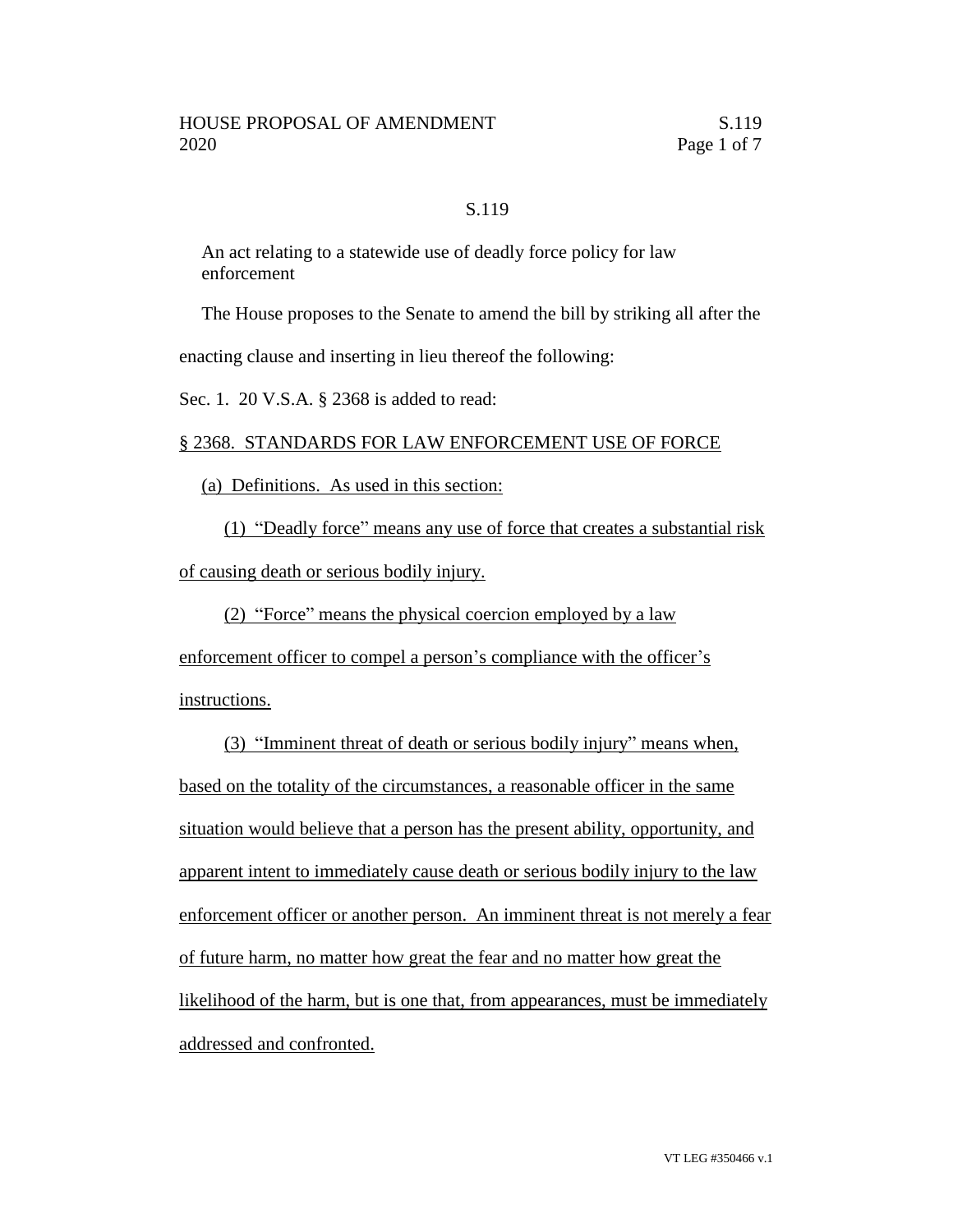S.119

An act relating to a statewide use of deadly force policy for law enforcement

The House proposes to the Senate to amend the bill by striking all after the enacting clause and inserting in lieu thereof the following:

Sec. 1. 20 V.S.A. § 2368 is added to read:

§ 2368. STANDARDS FOR LAW ENFORCEMENT USE OF FORCE

(a) Definitions. As used in this section:

(1) "Deadly force" means any use of force that creates a substantial risk of causing death or serious bodily injury.

(2) "Force" means the physical coercion employed by a law enforcement officer to compel a person's compliance with the officer's instructions.

(3) "Imminent threat of death or serious bodily injury" means when, based on the totality of the circumstances, a reasonable officer in the same situation would believe that a person has the present ability, opportunity, and apparent intent to immediately cause death or serious bodily injury to the law enforcement officer or another person. An imminent threat is not merely a fear of future harm, no matter how great the fear and no matter how great the likelihood of the harm, but is one that, from appearances, must be immediately addressed and confronted.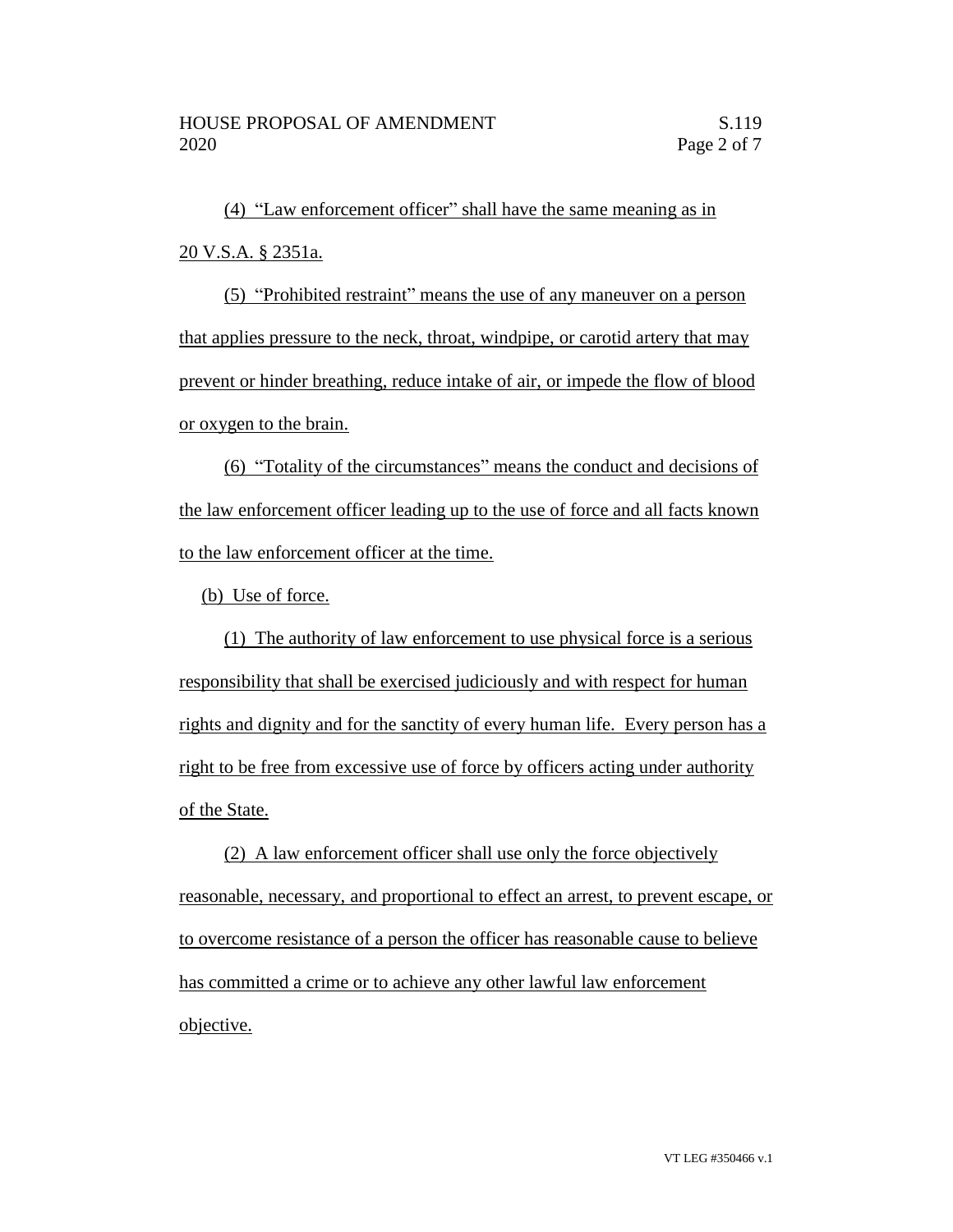(4) "Law enforcement officer" shall have the same meaning as in 20 V.S.A. § 2351a.

(5) "Prohibited restraint" means the use of any maneuver on a person that applies pressure to the neck, throat, windpipe, or carotid artery that may prevent or hinder breathing, reduce intake of air, or impede the flow of blood or oxygen to the brain.

(6) "Totality of the circumstances" means the conduct and decisions of the law enforcement officer leading up to the use of force and all facts known to the law enforcement officer at the time.

(b) Use of force.

(1) The authority of law enforcement to use physical force is a serious responsibility that shall be exercised judiciously and with respect for human rights and dignity and for the sanctity of every human life. Every person has a right to be free from excessive use of force by officers acting under authority of the State.

(2) A law enforcement officer shall use only the force objectively reasonable, necessary, and proportional to effect an arrest, to prevent escape, or to overcome resistance of a person the officer has reasonable cause to believe has committed a crime or to achieve any other lawful law enforcement objective.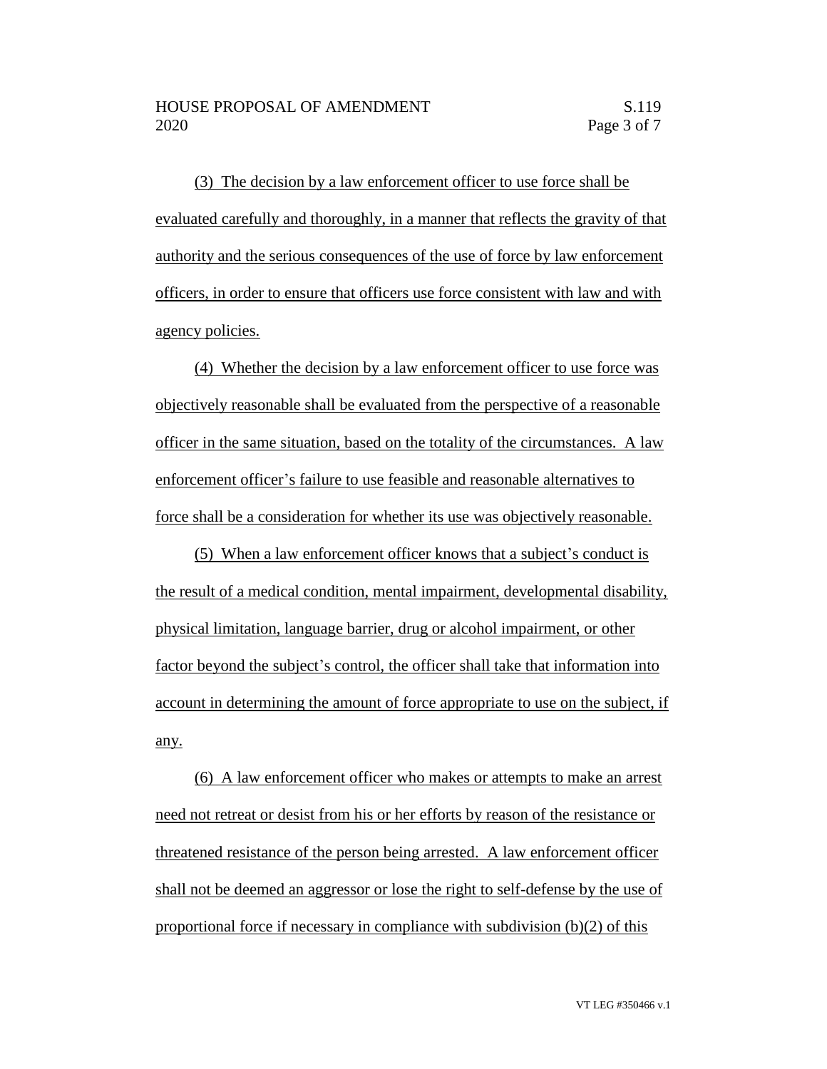(3) The decision by a law enforcement officer to use force shall be evaluated carefully and thoroughly, in a manner that reflects the gravity of that authority and the serious consequences of the use of force by law enforcement officers, in order to ensure that officers use force consistent with law and with agency policies.

(4) Whether the decision by a law enforcement officer to use force was objectively reasonable shall be evaluated from the perspective of a reasonable officer in the same situation, based on the totality of the circumstances. A law enforcement officer's failure to use feasible and reasonable alternatives to force shall be a consideration for whether its use was objectively reasonable.

(5) When a law enforcement officer knows that a subject's conduct is the result of a medical condition, mental impairment, developmental disability, physical limitation, language barrier, drug or alcohol impairment, or other factor beyond the subject's control, the officer shall take that information into account in determining the amount of force appropriate to use on the subject, if any.

(6) A law enforcement officer who makes or attempts to make an arrest need not retreat or desist from his or her efforts by reason of the resistance or threatened resistance of the person being arrested. A law enforcement officer shall not be deemed an aggressor or lose the right to self-defense by the use of proportional force if necessary in compliance with subdivision (b)(2) of this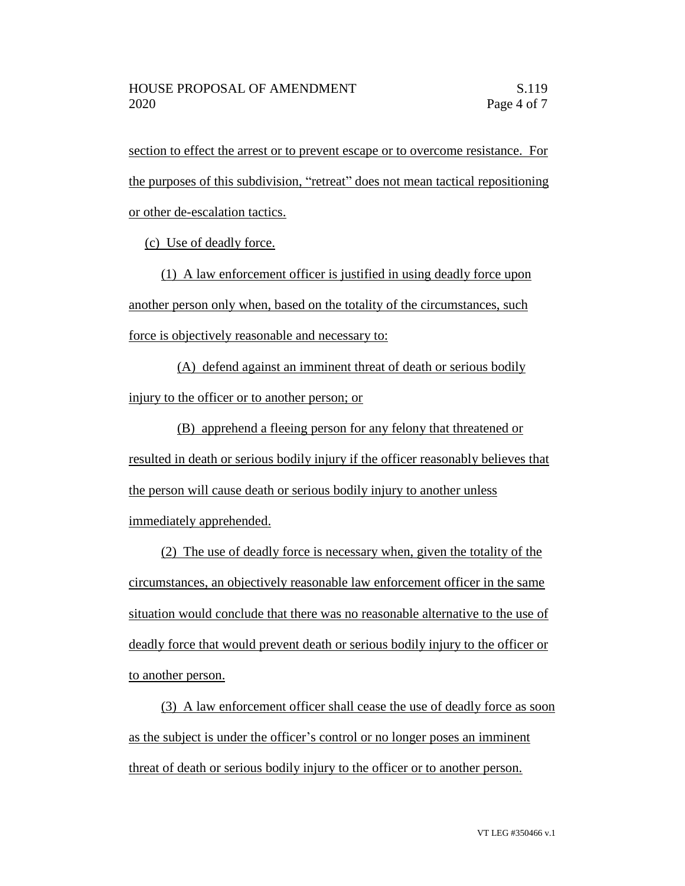section to effect the arrest or to prevent escape or to overcome resistance. For the purposes of this subdivision, "retreat" does not mean tactical repositioning or other de-escalation tactics.

(c) Use of deadly force.

(1) A law enforcement officer is justified in using deadly force upon another person only when, based on the totality of the circumstances, such force is objectively reasonable and necessary to:

(A) defend against an imminent threat of death or serious bodily injury to the officer or to another person; or

(B) apprehend a fleeing person for any felony that threatened or resulted in death or serious bodily injury if the officer reasonably believes that the person will cause death or serious bodily injury to another unless immediately apprehended.

(2) The use of deadly force is necessary when, given the totality of the circumstances, an objectively reasonable law enforcement officer in the same situation would conclude that there was no reasonable alternative to the use of deadly force that would prevent death or serious bodily injury to the officer or to another person.

(3) A law enforcement officer shall cease the use of deadly force as soon as the subject is under the officer's control or no longer poses an imminent threat of death or serious bodily injury to the officer or to another person.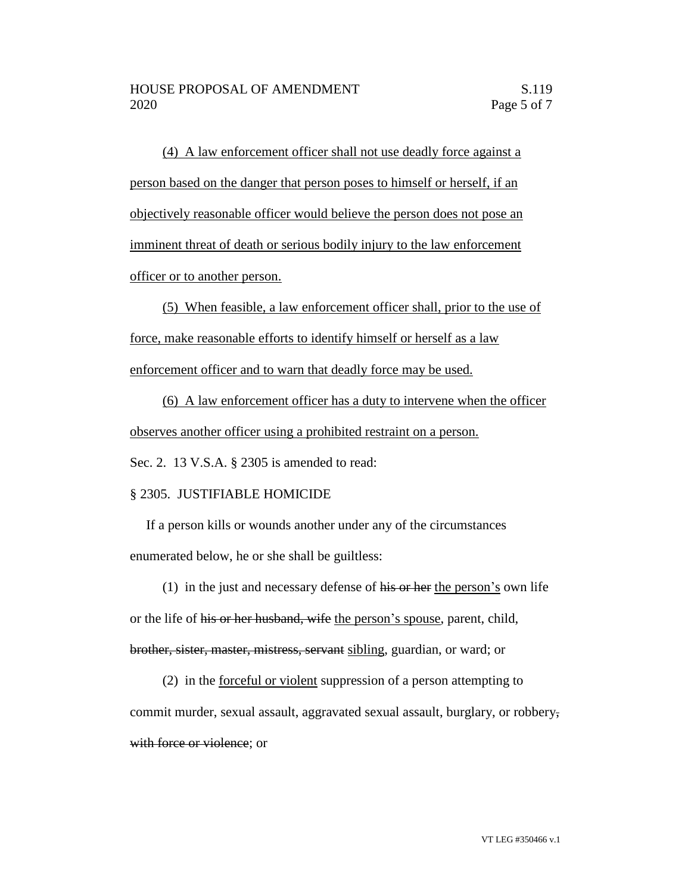(4) A law enforcement officer shall not use deadly force against a person based on the danger that person poses to himself or herself, if an objectively reasonable officer would believe the person does not pose an imminent threat of death or serious bodily injury to the law enforcement officer or to another person.

(5) When feasible, a law enforcement officer shall, prior to the use of force, make reasonable efforts to identify himself or herself as a law enforcement officer and to warn that deadly force may be used.

(6) A law enforcement officer has a duty to intervene when the officer observes another officer using a prohibited restraint on a person.

Sec. 2. 13 V.S.A. § 2305 is amended to read:

§ 2305. JUSTIFIABLE HOMICIDE

If a person kills or wounds another under any of the circumstances enumerated below, he or she shall be guiltless:

(1) in the just and necessary defense of ~~his or her~~ the person's own life or the life of ~~his or her husband, wife~~ the person's spouse, parent, child, ~~brother, sister, master, mistress, servant~~ sibling, guardian, or ward; or

(2) in the forceful or violent suppression of a person attempting to commit murder, sexual assault, aggravated sexual assault, burglary, or robbery~~, with force or violence~~; or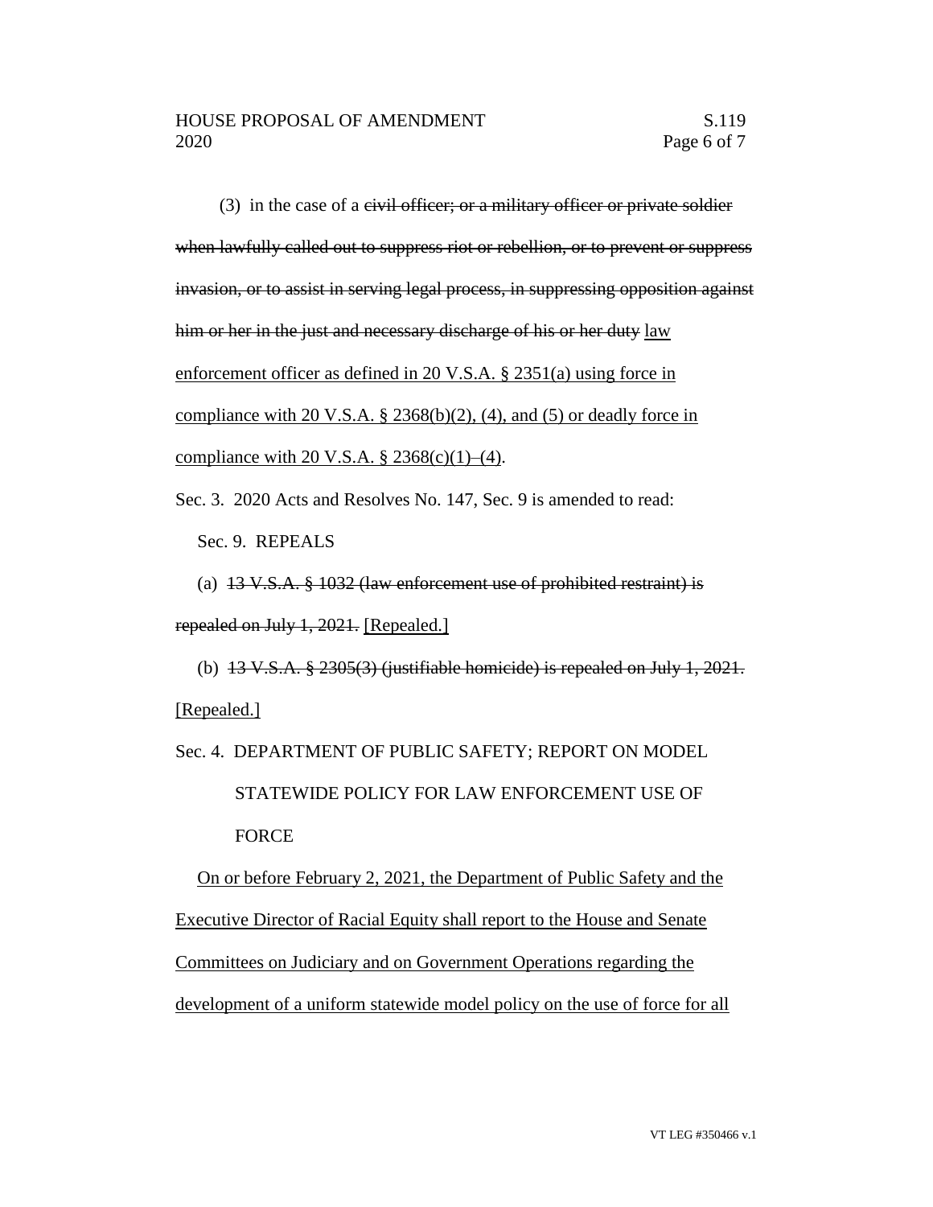(3) in the case of a ~~civil officer; or a military officer or private soldier when lawfully called out to suppress riot or rebellion, or to prevent or suppress invasion, or to assist in serving legal process, in suppressing opposition against him or her in the just and necessary discharge of his or her duty~~ <u>law enforcement officer as defined in 20 V.S.A. § 2351(a) using force in compliance with 20 V.S.A. § 2368(b)(2), (4), and (5) or deadly force in compliance with 20 V.S.A. § 2368(c)(1)–(4)</u>.

Sec. 3. 2020 Acts and Resolves No. 147, Sec. 9 is amended to read:

Sec. 9. REPEALS

(a) ~~13 V.S.A. § 1032 (law enforcement use of prohibited restraint) is repealed on July 1, 2021.~~ <u>[Repealed.]</u>

(b) ~~13 V.S.A. § 2305(3) (justifiable homicide) is repealed on July 1, 2021.~~ <u>[Repealed.]</u>

Sec. 4. DEPARTMENT OF PUBLIC SAFETY; REPORT ON MODEL STATEWIDE POLICY FOR LAW ENFORCEMENT USE OF FORCE

<u>On or before February 2, 2021, the Department of Public Safety and the Executive Director of Racial Equity shall report to the House and Senate Committees on Judiciary and on Government Operations regarding the development of a uniform statewide model policy on the use of force for all</u>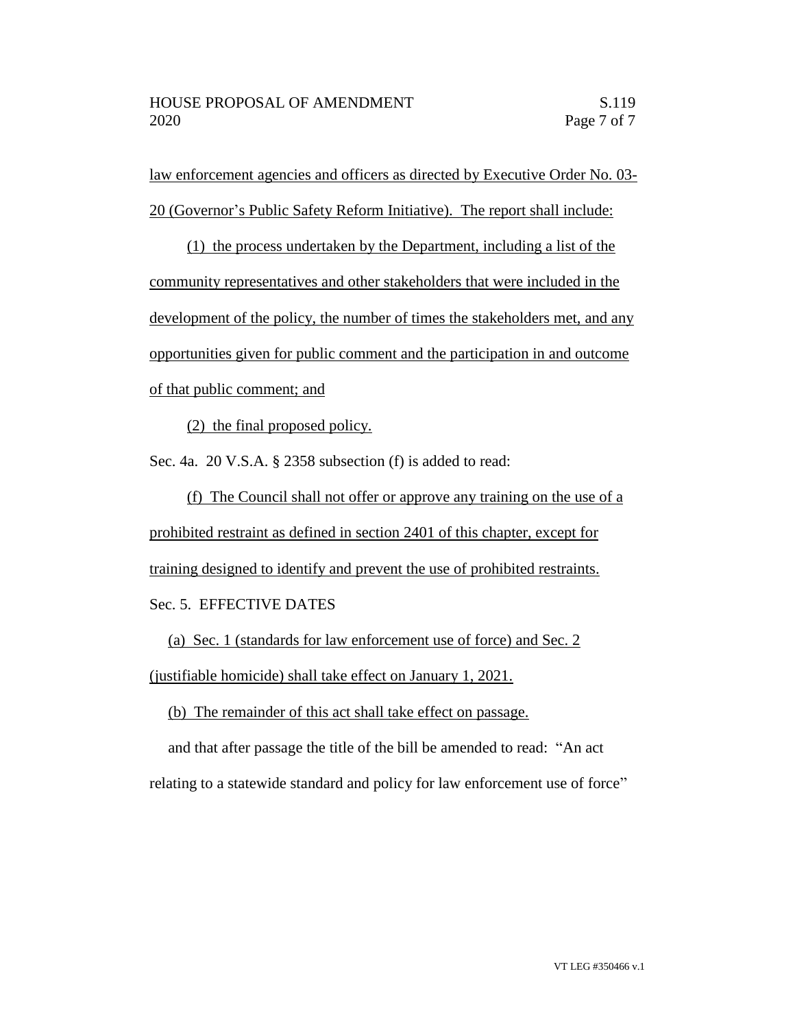law enforcement agencies and officers as directed by Executive Order No. 03-20 (Governor's Public Safety Reform Initiative). The report shall include:

(1) the process undertaken by the Department, including a list of the community representatives and other stakeholders that were included in the development of the policy, the number of times the stakeholders met, and any opportunities given for public comment and the participation in and outcome of that public comment; and

(2) the final proposed policy.

Sec. 4a. 20 V.S.A. § 2358 subsection (f) is added to read:

(f) The Council shall not offer or approve any training on the use of a prohibited restraint as defined in section 2401 of this chapter, except for training designed to identify and prevent the use of prohibited restraints.

Sec. 5. EFFECTIVE DATES

(a) Sec. 1 (standards for law enforcement use of force) and Sec. 2 (justifiable homicide) shall take effect on January 1, 2021.

(b) The remainder of this act shall take effect on passage.

and that after passage the title of the bill be amended to read: "An act relating to a statewide standard and policy for law enforcement use of force"